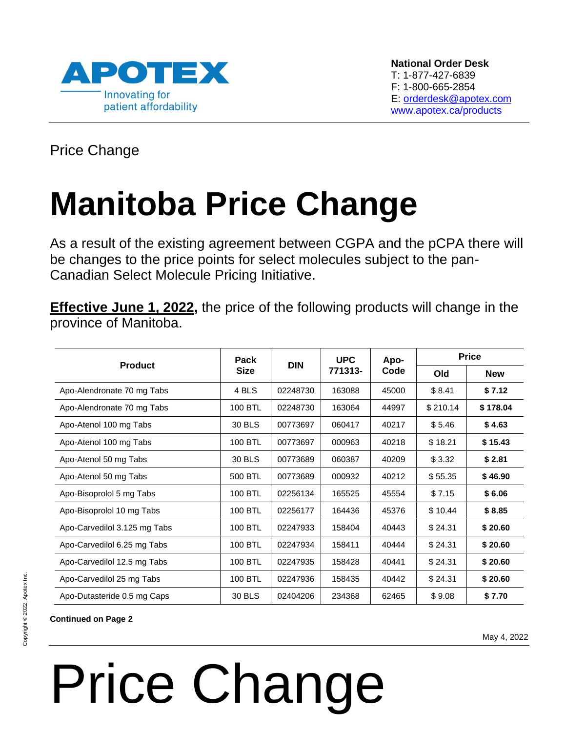**APOTEX**
Innovating for patient affordability

**National Order Desk**
T: 1-877-427-6839
F: 1-800-665-2854
E: orderdesk@apotex.com
www.apotex.ca/products

Price Change

# Manitoba Price Change

As a result of the existing agreement between CGPA and the pCPA there will be changes to the price points for select molecules subject to the pan-Canadian Select Molecule Pricing Initiative.

**Effective June 1, 2022,** the price of the following products will change in the province of Manitoba.

| Product | Pack Size | DIN | UPC 771313- | Apo-Code | Price | |
|---|---|---|---|---|---|---|
| | | | | | Old | New |
| Apo-Alendronate 70 mg Tabs | 4 BLS | 02248730 | 163088 | 45000 | $ 8.41 | **$ 7.12** |
| Apo-Alendronate 70 mg Tabs | 100 BTL | 02248730 | 163064 | 44997 | $ 210.14 | **$ 178.04** |
| Apo-Atenol 100 mg Tabs | 30 BLS | 00773697 | 060417 | 40217 | $ 5.46 | **$ 4.63** |
| Apo-Atenol 100 mg Tabs | 100 BTL | 00773697 | 000963 | 40218 | $ 18.21 | **$ 15.43** |
| Apo-Atenol 50 mg Tabs | 30 BLS | 00773689 | 060387 | 40209 | $ 3.32 | **$ 2.81** |
| Apo-Atenol 50 mg Tabs | 500 BTL | 00773689 | 000932 | 40212 | $ 55.35 | **$ 46.90** |
| Apo-Bisoprolol 5 mg Tabs | 100 BTL | 02256134 | 165525 | 45554 | $ 7.15 | **$ 6.06** |
| Apo-Bisoprolol 10 mg Tabs | 100 BTL | 02256177 | 164436 | 45376 | $ 10.44 | **$ 8.85** |
| Apo-Carvedilol 3.125 mg Tabs | 100 BTL | 02247933 | 158404 | 40443 | $ 24.31 | **$ 20.60** |
| Apo-Carvedilol 6.25 mg Tabs | 100 BTL | 02247934 | 158411 | 40444 | $ 24.31 | **$ 20.60** |
| Apo-Carvedilol 12.5 mg Tabs | 100 BTL | 02247935 | 158428 | 40441 | $ 24.31 | **$ 20.60** |
| Apo-Carvedilol 25 mg Tabs | 100 BTL | 02247936 | 158435 | 40442 | $ 24.31 | **$ 20.60** |
| Apo-Dutasteride 0.5 mg Caps | 30 BLS | 02404206 | 234368 | 62465 | $ 9.08 | **$ 7.70** |

**Continued on Page 2**

May 4, 2022

Copyright © 2022, Apotex Inc.

# Price Change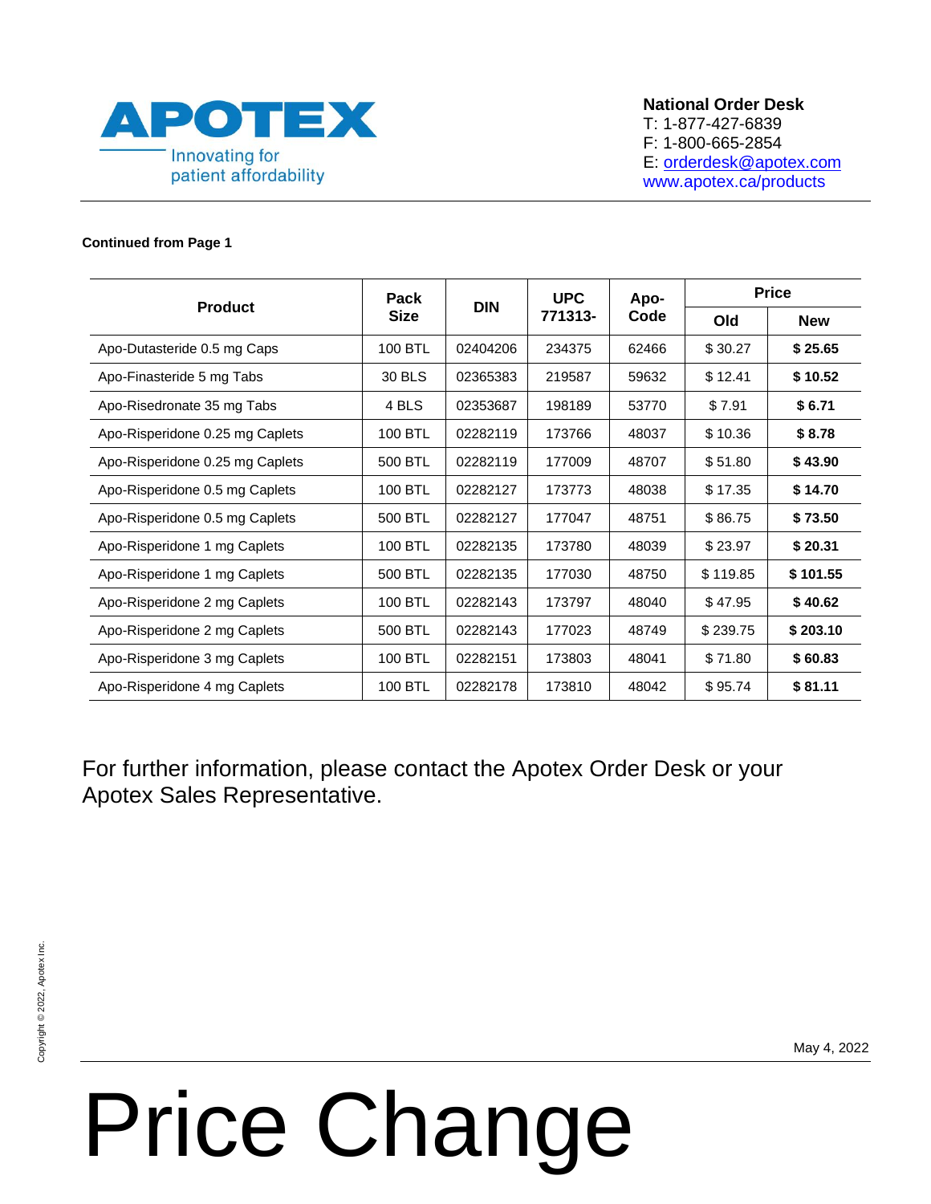**APOTEX**
Innovating for patient affordability

**National Order Desk**
T: 1-877-427-6839
F: 1-800-665-2854
E: orderdesk@apotex.com
www.apotex.ca/products

**Continued from Page 1**

| Product | Pack Size | DIN | UPC 771313- | Apo-Code | Price | |
|---|---|---|---|---|---|---|
| | | | | | Old | New |
| Apo-Dutasteride 0.5 mg Caps | 100 BTL | 02404206 | 234375 | 62466 | $ 30.27 | **$ 25.65** |
| Apo-Finasteride 5 mg Tabs | 30 BLS | 02365383 | 219587 | 59632 | $ 12.41 | **$ 10.52** |
| Apo-Risedronate 35 mg Tabs | 4 BLS | 02353687 | 198189 | 53770 | $ 7.91 | **$ 6.71** |
| Apo-Risperidone 0.25 mg Caplets | 100 BTL | 02282119 | 173766 | 48037 | $ 10.36 | **$ 8.78** |
| Apo-Risperidone 0.25 mg Caplets | 500 BTL | 02282119 | 177009 | 48707 | $ 51.80 | **$ 43.90** |
| Apo-Risperidone 0.5 mg Caplets | 100 BTL | 02282127 | 173773 | 48038 | $ 17.35 | **$ 14.70** |
| Apo-Risperidone 0.5 mg Caplets | 500 BTL | 02282127 | 177047 | 48751 | $ 86.75 | **$ 73.50** |
| Apo-Risperidone 1 mg Caplets | 100 BTL | 02282135 | 173780 | 48039 | $ 23.97 | **$ 20.31** |
| Apo-Risperidone 1 mg Caplets | 500 BTL | 02282135 | 177030 | 48750 | $ 119.85 | **$ 101.55** |
| Apo-Risperidone 2 mg Caplets | 100 BTL | 02282143 | 173797 | 48040 | $ 47.95 | **$ 40.62** |
| Apo-Risperidone 2 mg Caplets | 500 BTL | 02282143 | 177023 | 48749 | $ 239.75 | **$ 203.10** |
| Apo-Risperidone 3 mg Caplets | 100 BTL | 02282151 | 173803 | 48041 | $ 71.80 | **$ 60.83** |
| Apo-Risperidone 4 mg Caplets | 100 BTL | 02282178 | 173810 | 48042 | $ 95.74 | **$ 81.11** |

For further information, please contact the Apotex Order Desk or your Apotex Sales Representative.

Copyright © 2022, Apotex Inc.

May 4, 2022

# Price Change